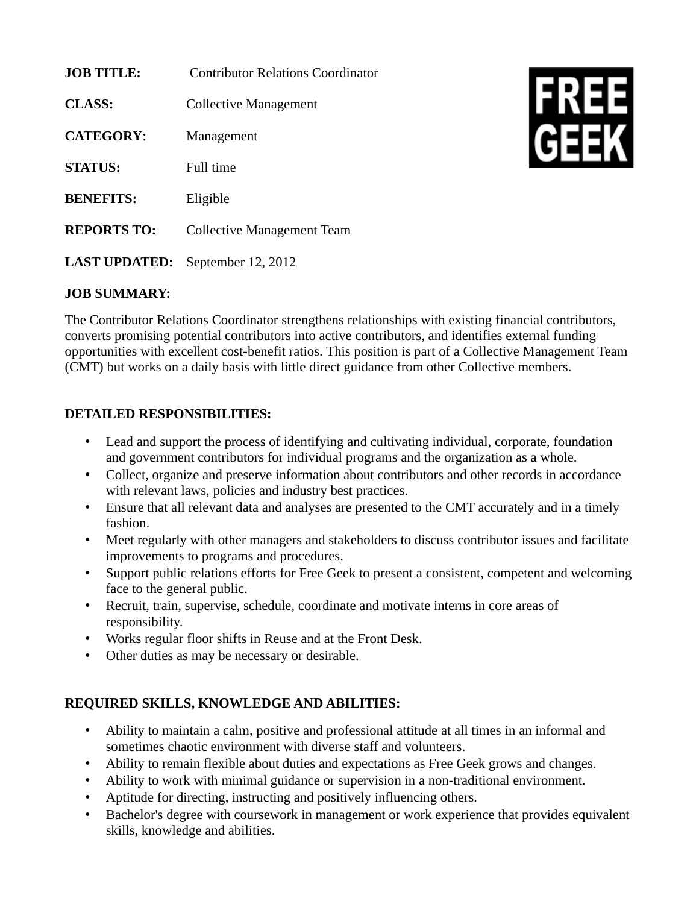**JOB TITLE:** Contributor Relations Coordinator

**CLASS:** Collective Management

**CATEGORY**: Management

**STATUS:** Full time

**BENEFITS:** Eligible

**REPORTS TO:** Collective Management Team

**LAST UPDATED:** September 12, 2012

FREE GEEK

**JOB SUMMARY:**

The Contributor Relations Coordinator strengthens relationships with existing financial contributors, converts promising potential contributors into active contributors, and identifies external funding opportunities with excellent cost-benefit ratios. This position is part of a Collective Management Team (CMT) but works on a daily basis with little direct guidance from other Collective members.

**DETAILED RESPONSIBILITIES:**

- Lead and support the process of identifying and cultivating individual, corporate, foundation and government contributors for individual programs and the organization as a whole.
- Collect, organize and preserve information about contributors and other records in accordance with relevant laws, policies and industry best practices.
- Ensure that all relevant data and analyses are presented to the CMT accurately and in a timely fashion.
- Meet regularly with other managers and stakeholders to discuss contributor issues and facilitate improvements to programs and procedures.
- Support public relations efforts for Free Geek to present a consistent, competent and welcoming face to the general public.
- Recruit, train, supervise, schedule, coordinate and motivate interns in core areas of responsibility.
- Works regular floor shifts in Reuse and at the Front Desk.
- Other duties as may be necessary or desirable.

**REQUIRED SKILLS, KNOWLEDGE AND ABILITIES:**

- Ability to maintain a calm, positive and professional attitude at all times in an informal and sometimes chaotic environment with diverse staff and volunteers.
- Ability to remain flexible about duties and expectations as Free Geek grows and changes.
- Ability to work with minimal guidance or supervision in a non-traditional environment.
- Aptitude for directing, instructing and positively influencing others.
- Bachelor's degree with coursework in management or work experience that provides equivalent skills, knowledge and abilities.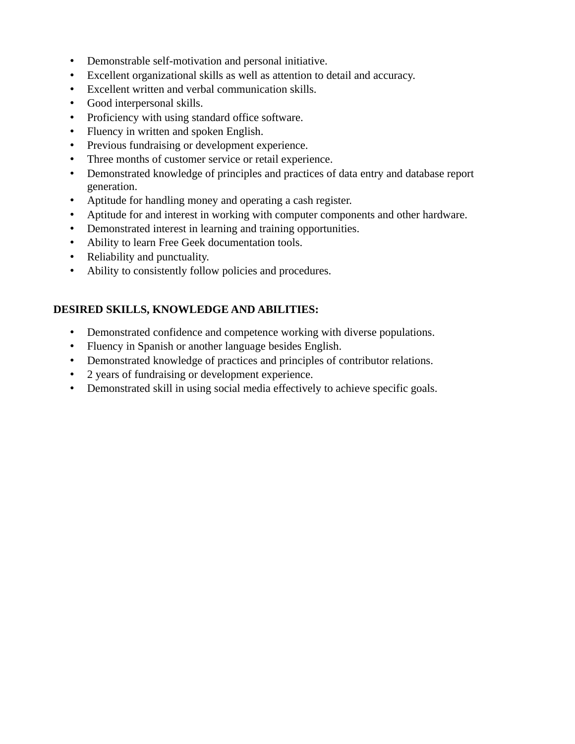- Demonstrable self-motivation and personal initiative.
- Excellent organizational skills as well as attention to detail and accuracy.
- Excellent written and verbal communication skills.
- Good interpersonal skills.
- Proficiency with using standard office software.
- Fluency in written and spoken English.
- Previous fundraising or development experience.
- Three months of customer service or retail experience.
- Demonstrated knowledge of principles and practices of data entry and database report generation.
- Aptitude for handling money and operating a cash register.
- Aptitude for and interest in working with computer components and other hardware.
- Demonstrated interest in learning and training opportunities.
- Ability to learn Free Geek documentation tools.
- Reliability and punctuality.
- Ability to consistently follow policies and procedures.

**DESIRED SKILLS, KNOWLEDGE AND ABILITIES:**

- Demonstrated confidence and competence working with diverse populations.
- Fluency in Spanish or another language besides English.
- Demonstrated knowledge of practices and principles of contributor relations.
- 2 years of fundraising or development experience.
- Demonstrated skill in using social media effectively to achieve specific goals.